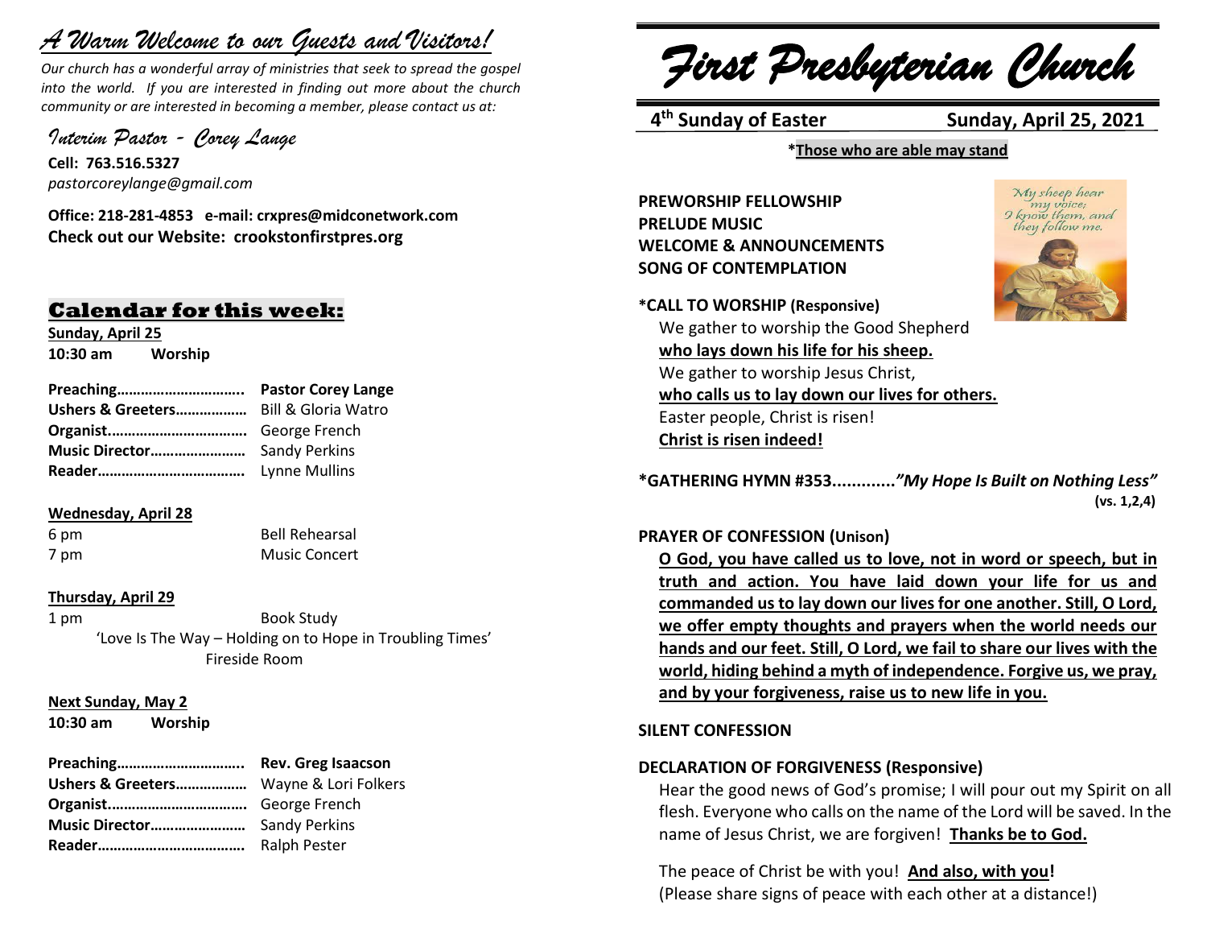# *A Warm Welcome to our Guests and Visitors!*

*Our church has a wonderful array of ministries that seek to spread the gospel into the world. If you are interested in finding out more about the church community or are interested in becoming a member, please contact us at:*

*Interim Pastor - Corey Lange*

**Cell: 763.516.5327**
*pastorcoreylange@gmail.com*

**Office: 218-281-4853 e-mail: crxpres@midconetwork.com**
**Check out our Website: crookstonfirstpres.org**

## Calendar for this week:

**Sunday, April 25**
**10:30 am Worship**

| | |
|---|---|
| **Preaching…………………………..** | **Pastor Corey Lange** |
| **Ushers & Greeters………………** | Bill & Gloria Watro |
| **Organist……………………………** | George French |
| **Music Director……………………** | Sandy Perkins |
| **Reader………………………………** | Lynne Mullins |

**Wednesday, April 28**

6 pm Bell Rehearsal
7 pm Music Concert

**Thursday, April 29**

1 pm Book Study
'Love Is The Way – Holding on to Hope in Troubling Times'
Fireside Room

**Next Sunday, May 2**
**10:30 am Worship**

| | |
|---|---|
| **Preaching…………………………..** | **Rev. Greg Isaacson** |
| **Ushers & Greeters………………** | Wayne & Lori Folkers |
| **Organist……………………………** | George French |
| **Music Director……………………** | Sandy Perkins |
| **Reader………………………………** | Ralph Pester |

# *First Presbyterian Church*

**4th Sunday of Easter** **Sunday, April 25, 2021**

***Those who are able may stand**

**PREWORSHIP FELLOWSHIP**
**PRELUDE MUSIC**
**WELCOME & ANNOUNCEMENTS**
**SONG OF CONTEMPLATION**

My sheep hear my voice; I know them, and they follow me.

***CALL TO WORSHIP (Responsive)**

We gather to worship the Good Shepherd
**who lays down his life for his sheep.**
We gather to worship Jesus Christ,
**who calls us to lay down our lives for others.**
Easter people, Christ is risen!
**Christ is risen indeed!**

***GATHERING HYMN #353.............*"My Hope Is Built on Nothing Less"*** **(vs. 1,2,4)**

**PRAYER OF CONFESSION (Unison)**

**O God, you have called us to love, not in word or speech, but in truth and action. You have laid down your life for us and commanded us to lay down our lives for one another. Still, O Lord, we offer empty thoughts and prayers when the world needs our hands and our feet. Still, O Lord, we fail to share our lives with the world, hiding behind a myth of independence. Forgive us, we pray, and by your forgiveness, raise us to new life in you.**

**SILENT CONFESSION**

**DECLARATION OF FORGIVENESS (Responsive)**

Hear the good news of God's promise; I will pour out my Spirit on all flesh. Everyone who calls on the name of the Lord will be saved. In the name of Jesus Christ, we are forgiven! **Thanks be to God.**

The peace of Christ be with you! **And also, with you!**
(Please share signs of peace with each other at a distance!)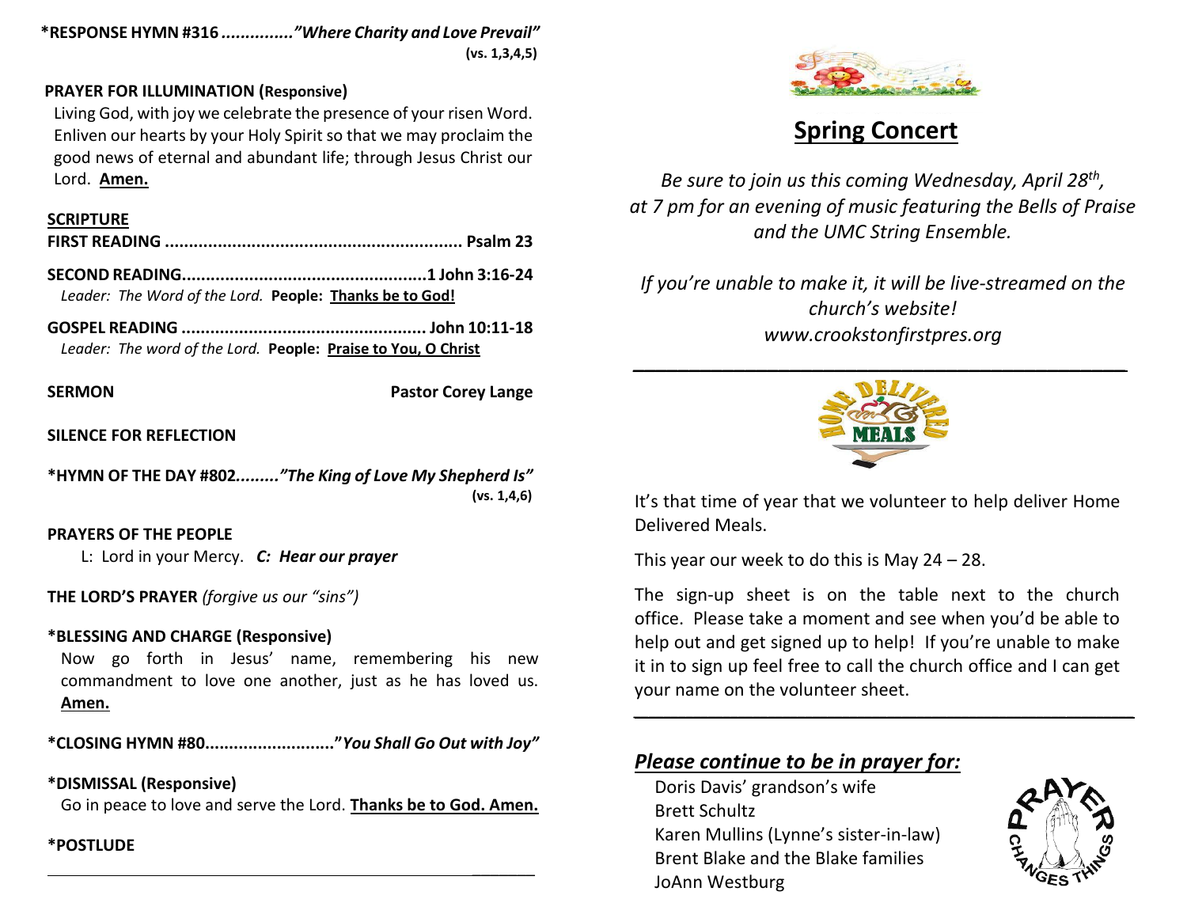**\*RESPONSE HYMN #316 ..............*"Where Charity and Love Prevail"***
**(vs. 1,3,4,5)**

**PRAYER FOR ILLUMINATION (Responsive)**

Living God, with joy we celebrate the presence of your risen Word. Enliven our hearts by your Holy Spirit so that we may proclaim the good news of eternal and abundant life; through Jesus Christ our Lord. **Amen.**

**SCRIPTURE**

**FIRST READING ............................................................ Psalm 23**

**SECOND READING..................................................1 John 3:16-24**
*Leader: The Word of the Lord.* **People: Thanks be to God!**

**GOSPEL READING .................................................. John 10:11-18**
*Leader: The word of the Lord.* **People: Praise to You, O Christ**

**SERMON** **Pastor Corey Lange**

**SILENCE FOR REFLECTION**

**\*HYMN OF THE DAY #802*........"The King of Love My Shepherd Is"***
**(vs. 1,4,6)**

**PRAYERS OF THE PEOPLE**
L: Lord in your Mercy. ***C: Hear our prayer***

**THE LORD'S PRAYER** *(forgive us our "sins")*

**\*BLESSING AND CHARGE (Responsive)**
Now go forth in Jesus' name, remembering his new commandment to love one another, just as he has loved us. **Amen.**

**\*CLOSING HYMN #80..........................*"You Shall Go Out with Joy"***

**\*DISMISSAL (Responsive)**
Go in peace to love and serve the Lord. **Thanks be to God. Amen.**

**\*POSTLUDE**

---

## Spring Concert

*Be sure to join us this coming Wednesday, April 28th, at 7 pm for an evening of music featuring the Bells of Praise and the UMC String Ensemble.*

*If you're unable to make it, it will be live-streamed on the church's website! www.crookstonfirstpres.org*

---

It's that time of year that we volunteer to help deliver Home Delivered Meals.

This year our week to do this is May 24 – 28.

The sign-up sheet is on the table next to the church office. Please take a moment and see when you'd be able to help out and get signed up to help! If you're unable to make it in to sign up feel free to call the church office and I can get your name on the volunteer sheet.

---

***Please continue to be in prayer for:***

Doris Davis' grandson's wife
Brett Schultz
Karen Mullins (Lynne's sister-in-law)
Brent Blake and the Blake families
JoAnn Westburg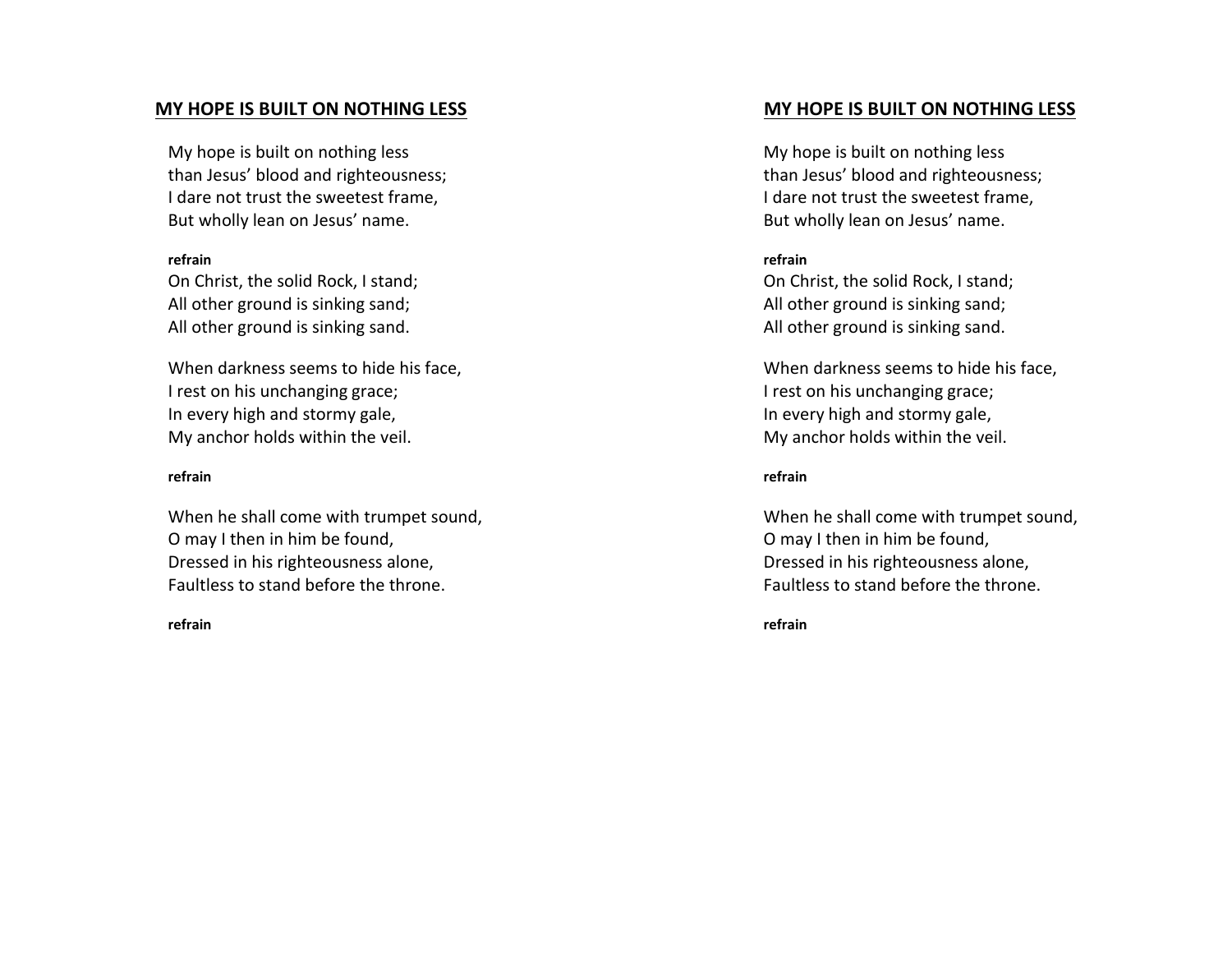## MY HOPE IS BUILT ON NOTHING LESS

My hope is built on nothing less
than Jesus' blood and righteousness;
I dare not trust the sweetest frame,
But wholly lean on Jesus' name.

**refrain**
On Christ, the solid Rock, I stand;
All other ground is sinking sand;
All other ground is sinking sand.

When darkness seems to hide his face,
I rest on his unchanging grace;
In every high and stormy gale,
My anchor holds within the veil.

**refrain**

When he shall come with trumpet sound,
O may I then in him be found,
Dressed in his righteousness alone,
Faultless to stand before the throne.

**refrain**

## MY HOPE IS BUILT ON NOTHING LESS

My hope is built on nothing less
than Jesus' blood and righteousness;
I dare not trust the sweetest frame,
But wholly lean on Jesus' name.

**refrain**
On Christ, the solid Rock, I stand;
All other ground is sinking sand;
All other ground is sinking sand.

When darkness seems to hide his face,
I rest on his unchanging grace;
In every high and stormy gale,
My anchor holds within the veil.

**refrain**

When he shall come with trumpet sound,
O may I then in him be found,
Dressed in his righteousness alone,
Faultless to stand before the throne.

**refrain**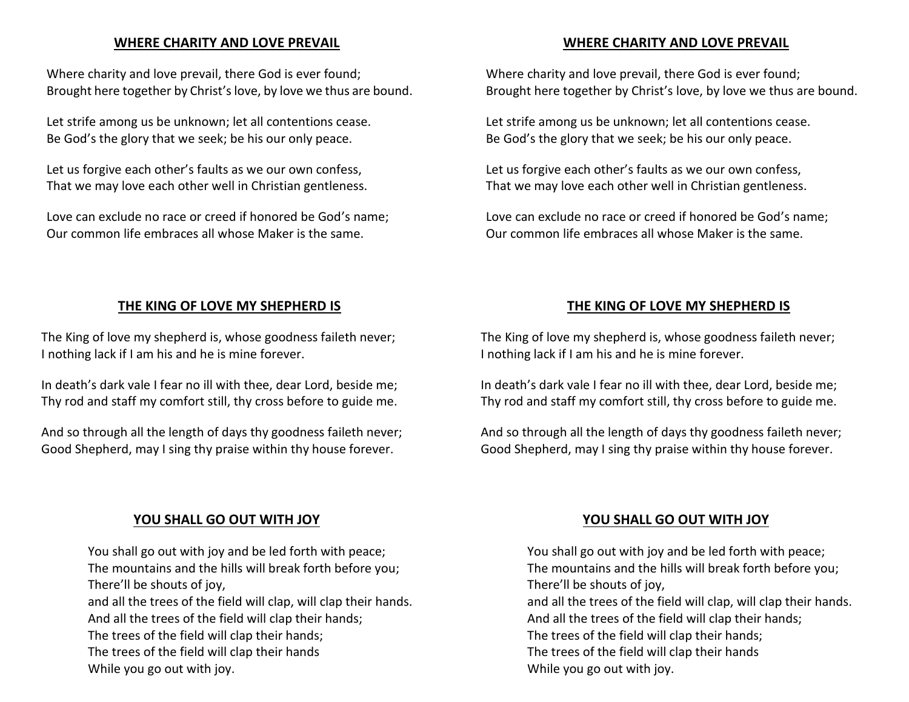## WHERE CHARITY AND LOVE PREVAIL

Where charity and love prevail, there God is ever found;  
Brought here together by Christ's love, by love we thus are bound.

Let strife among us be unknown; let all contentions cease.  
Be God's the glory that we seek; be his our only peace.

Let us forgive each other's faults as we our own confess,  
That we may love each other well in Christian gentleness.

Love can exclude no race or creed if honored be God's name;  
Our common life embraces all whose Maker is the same.

## THE KING OF LOVE MY SHEPHERD IS

The King of love my shepherd is, whose goodness faileth never;  
I nothing lack if I am his and he is mine forever.

In death's dark vale I fear no ill with thee, dear Lord, beside me;  
Thy rod and staff my comfort still, thy cross before to guide me.

And so through all the length of days thy goodness faileth never;  
Good Shepherd, may I sing thy praise within thy house forever.

## YOU SHALL GO OUT WITH JOY

You shall go out with joy and be led forth with peace;  
The mountains and the hills will break forth before you;  
There'll be shouts of joy,  
and all the trees of the field will clap, will clap their hands.  
And all the trees of the field will clap their hands;  
The trees of the field will clap their hands;  
The trees of the field will clap their hands  
While you go out with joy.

## WHERE CHARITY AND LOVE PREVAIL

Where charity and love prevail, there God is ever found;  
Brought here together by Christ's love, by love we thus are bound.

Let strife among us be unknown; let all contentions cease.  
Be God's the glory that we seek; be his our only peace.

Let us forgive each other's faults as we our own confess,  
That we may love each other well in Christian gentleness.

Love can exclude no race or creed if honored be God's name;  
Our common life embraces all whose Maker is the same.

## THE KING OF LOVE MY SHEPHERD IS

The King of love my shepherd is, whose goodness faileth never;  
I nothing lack if I am his and he is mine forever.

In death's dark vale I fear no ill with thee, dear Lord, beside me;  
Thy rod and staff my comfort still, thy cross before to guide me.

And so through all the length of days thy goodness faileth never;  
Good Shepherd, may I sing thy praise within thy house forever.

## YOU SHALL GO OUT WITH JOY

You shall go out with joy and be led forth with peace;  
The mountains and the hills will break forth before you;  
There'll be shouts of joy,  
and all the trees of the field will clap, will clap their hands.  
And all the trees of the field will clap their hands;  
The trees of the field will clap their hands;  
The trees of the field will clap their hands  
While you go out with joy.